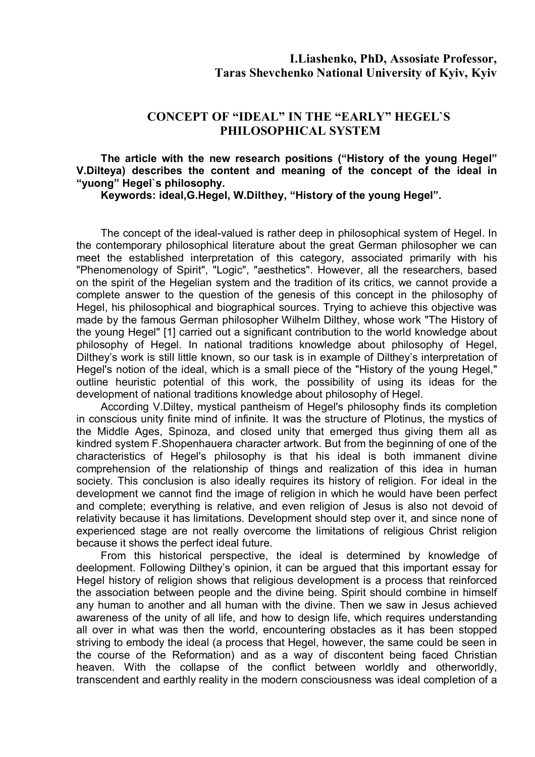**I.Liashenko, PhD, Assosiate Professor,**
**Taras Shevchenko National University of Kyiv, Kyiv**

# CONCEPT OF "IDEAL" IN THE "EARLY" HEGEL`S PHILOSOPHICAL SYSTEM

**The article with the new research positions ("History of the young Hegel" V.Dilteya) describes the content and meaning of the concept of the ideal in "yuong" Hegel`s philosophy.**

**Keywords: ideal,G.Hegel, W.Dilthey, "History of the young Hegel".**

The concept of the ideal-valued is rather deep in philosophical system of Hegel. In the contemporary philosophical literature about the great German philosopher we can meet the established interpretation of this category, associated primarily with his "Phenomenology of Spirit", "Logic", "aesthetics". However, all the researchers, based on the spirit of the Hegelian system and the tradition of its critics, we cannot provide a complete answer to the question of the genesis of this concept in the philosophy of Hegel, his philosophical and biographical sources. Trying to achieve this objective was made by the famous German philosopher Wilhelm Dilthey, whose work "The History of the young Hegel" [1] carried out a significant contribution to the world knowledge about philosophy of Hegel. In national traditions knowledge about philosophy of Hegel, Dilthey's work is still little known, so our task is in example of Dilthey's interpretation of Hegel's notion of the ideal, which is a small piece of the "History of the young Hegel," outline heuristic potential of this work, the possibility of using its ideas for the development of national traditions knowledge about philosophy of Hegel.

According V.Diltey, mystical pantheism of Hegel's philosophy finds its completion in conscious unity finite mind of infinite. It was the structure of Plotinus, the mystics of the Middle Ages, Spinoza, and closed unity that emerged thus giving them all as kindred system F.Shopenhauera character artwork. But from the beginning of one of the characteristics of Hegel's philosophy is that his ideal is both immanent divine comprehension of the relationship of things and realization of this idea in human society. This conclusion is also ideally requires its history of religion. For ideal in the development we cannot find the image of religion in which he would have been perfect and complete; everything is relative, and even religion of Jesus is also not devoid of relativity because it has limitations. Development should step over it, and since none of experienced stage are not really overcome the limitations of religious Christ religion because it shows the perfect ideal future.

From this historical perspective, the ideal is determined by knowledge of deelopment. Following Dilthey's opinion, it can be argued that this important essay for Hegel history of religion shows that religious development is a process that reinforced the association between people and the divine being. Spirit should combine in himself any human to another and all human with the divine. Then we saw in Jesus achieved awareness of the unity of all life, and how to design life, which requires understanding all over in what was then the world, encountering obstacles as it has been stopped striving to embody the ideal (a process that Hegel, however, the same could be seen in the course of the Reformation) and as a way of discontent being faced Christian heaven. With the collapse of the conflict between worldly and otherworldly, transcendent and earthly reality in the modern consciousness was ideal completion of a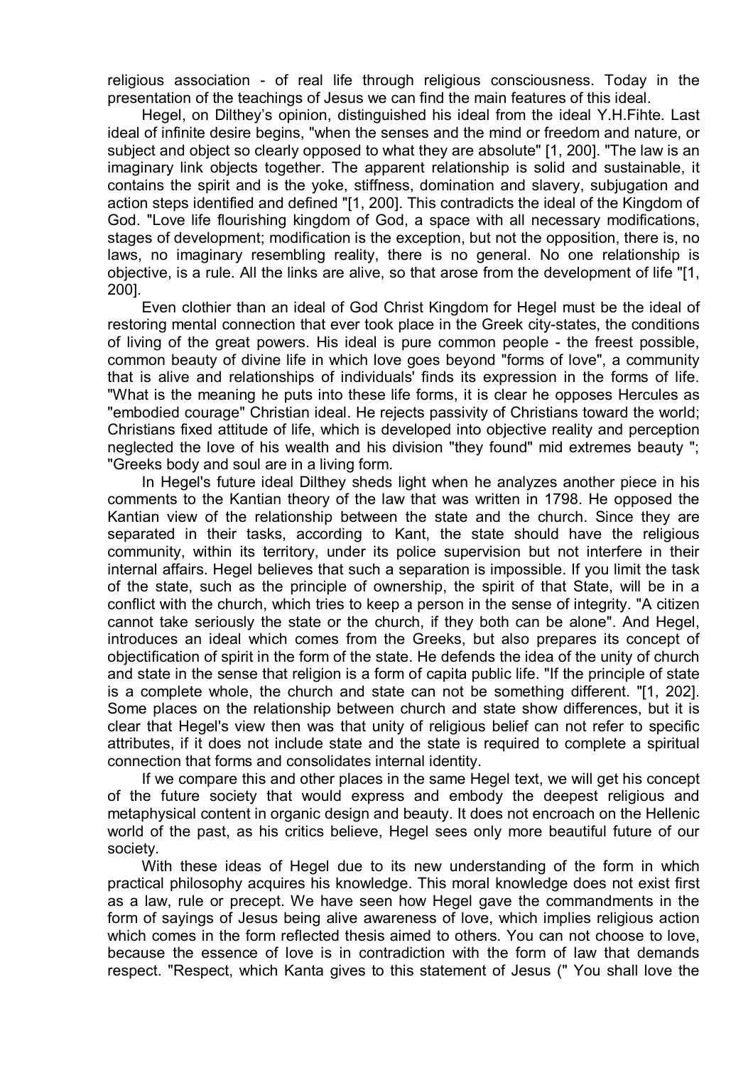religious association - of real life through religious consciousness. Today in the presentation of the teachings of Jesus we can find the main features of this ideal.

Hegel, on Dilthey's opinion, distinguished his ideal from the ideal Y.H.Fihte. Last ideal of infinite desire begins, "when the senses and the mind or freedom and nature, or subject and object so clearly opposed to what they are absolute" [1, 200]. "The law is an imaginary link objects together. The apparent relationship is solid and sustainable, it contains the spirit and is the yoke, stiffness, domination and slavery, subjugation and action steps identified and defined "[1, 200]. This contradicts the ideal of the Kingdom of God. "Love life flourishing kingdom of God, a space with all necessary modifications, stages of development; modification is the exception, but not the opposition, there is, no laws, no imaginary resembling reality, there is no general. No one relationship is objective, is a rule. All the links are alive, so that arose from the development of life "[1, 200].

Even clothier than an ideal of God Christ Kingdom for Hegel must be the ideal of restoring mental connection that ever took place in the Greek city-states, the conditions of living of the great powers. His ideal is pure common people - the freest possible, common beauty of divine life in which love goes beyond "forms of love", a community that is alive and relationships of individuals' finds its expression in the forms of life. "What is the meaning he puts into these life forms, it is clear he opposes Hercules as "embodied courage" Christian ideal. He rejects passivity of Christians toward the world; Christians fixed attitude of life, which is developed into objective reality and perception neglected the love of his wealth and his division "they found" mid extremes beauty "; "Greeks body and soul are in a living form.

In Hegel's future ideal Dilthey sheds light when he analyzes another piece in his comments to the Kantian theory of the law that was written in 1798. He opposed the Kantian view of the relationship between the state and the church. Since they are separated in their tasks, according to Kant, the state should have the religious community, within its territory, under its police supervision but not interfere in their internal affairs. Hegel believes that such a separation is impossible. If you limit the task of the state, such as the principle of ownership, the spirit of that State, will be in a conflict with the church, which tries to keep a person in the sense of integrity. "A citizen cannot take seriously the state or the church, if they both can be alone". And Hegel, introduces an ideal which comes from the Greeks, but also prepares its concept of objectification of spirit in the form of the state. He defends the idea of the unity of church and state in the sense that religion is a form of capita public life. "If the principle of state is a complete whole, the church and state can not be something different. "[1, 202]. Some places on the relationship between church and state show differences, but it is clear that Hegel's view then was that unity of religious belief can not refer to specific attributes, if it does not include state and the state is required to complete a spiritual connection that forms and consolidates internal identity.

If we compare this and other places in the same Hegel text, we will get his concept of the future society that would express and embody the deepest religious and metaphysical content in organic design and beauty. It does not encroach on the Hellenic world of the past, as his critics believe, Hegel sees only more beautiful future of our society.

With these ideas of Hegel due to its new understanding of the form in which practical philosophy acquires his knowledge. This moral knowledge does not exist first as a law, rule or precept. We have seen how Hegel gave the commandments in the form of sayings of Jesus being alive awareness of love, which implies religious action which comes in the form reflected thesis aimed to others. You can not choose to love, because the essence of love is in contradiction with the form of law that demands respect. "Respect, which Kanta gives to this statement of Jesus (" You shall love the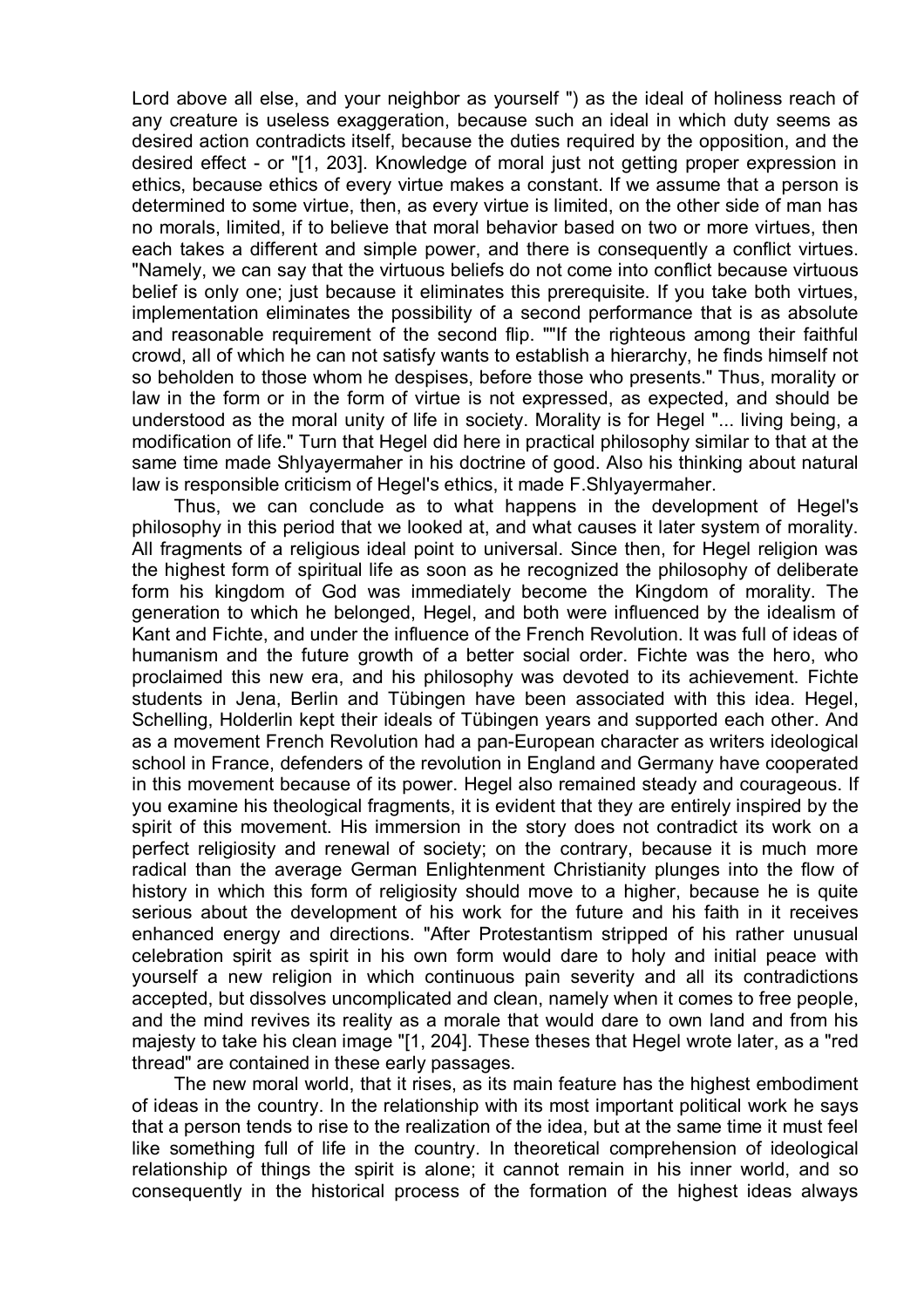Lord above all else, and your neighbor as yourself ") as the ideal of holiness reach of any creature is useless exaggeration, because such an ideal in which duty seems as desired action contradicts itself, because the duties required by the opposition, and the desired effect - or "[1, 203]. Knowledge of moral just not getting proper expression in ethics, because ethics of every virtue makes a constant. If we assume that a person is determined to some virtue, then, as every virtue is limited, on the other side of man has no morals, limited, if to believe that moral behavior based on two or more virtues, then each takes a different and simple power, and there is consequently a conflict virtues. "Namely, we can say that the virtuous beliefs do not come into conflict because virtuous belief is only one; just because it eliminates this prerequisite. If you take both virtues, implementation eliminates the possibility of a second performance that is as absolute and reasonable requirement of the second flip. ""If the righteous among their faithful crowd, all of which he can not satisfy wants to establish a hierarchy, he finds himself not so beholden to those whom he despises, before those who presents." Thus, morality or law in the form or in the form of virtue is not expressed, as expected, and should be understood as the moral unity of life in society. Morality is for Hegel "... living being, a modification of life." Turn that Hegel did here in practical philosophy similar to that at the same time made Shlyayermaher in his doctrine of good. Also his thinking about natural law is responsible criticism of Hegel's ethics, it made F.Shlyayermaher.

Thus, we can conclude as to what happens in the development of Hegel's philosophy in this period that we looked at, and what causes it later system of morality. All fragments of a religious ideal point to universal. Since then, for Hegel religion was the highest form of spiritual life as soon as he recognized the philosophy of deliberate form his kingdom of God was immediately become the Kingdom of morality. The generation to which he belonged, Hegel, and both were influenced by the idealism of Kant and Fichte, and under the influence of the French Revolution. It was full of ideas of humanism and the future growth of a better social order. Fichte was the hero, who proclaimed this new era, and his philosophy was devoted to its achievement. Fichte students in Jena, Berlin and Tübingen have been associated with this idea. Hegel, Schelling, Holderlin kept their ideals of Tübingen years and supported each other. And as a movement French Revolution had a pan-European character as writers ideological school in France, defenders of the revolution in England and Germany have cooperated in this movement because of its power. Hegel also remained steady and courageous. If you examine his theological fragments, it is evident that they are entirely inspired by the spirit of this movement. His immersion in the story does not contradict its work on a perfect religiosity and renewal of society; on the contrary, because it is much more radical than the average German Enlightenment Christianity plunges into the flow of history in which this form of religiosity should move to a higher, because he is quite serious about the development of his work for the future and his faith in it receives enhanced energy and directions. "After Protestantism stripped of his rather unusual celebration spirit as spirit in his own form would dare to holy and initial peace with yourself a new religion in which continuous pain severity and all its contradictions accepted, but dissolves uncomplicated and clean, namely when it comes to free people, and the mind revives its reality as a morale that would dare to own land and from his majesty to take his clean image "[1, 204]. These theses that Hegel wrote later, as a "red thread" are contained in these early passages.

The new moral world, that it rises, as its main feature has the highest embodiment of ideas in the country. In the relationship with its most important political work he says that a person tends to rise to the realization of the idea, but at the same time it must feel like something full of life in the country. In theoretical comprehension of ideological relationship of things the spirit is alone; it cannot remain in his inner world, and so consequently in the historical process of the formation of the highest ideas always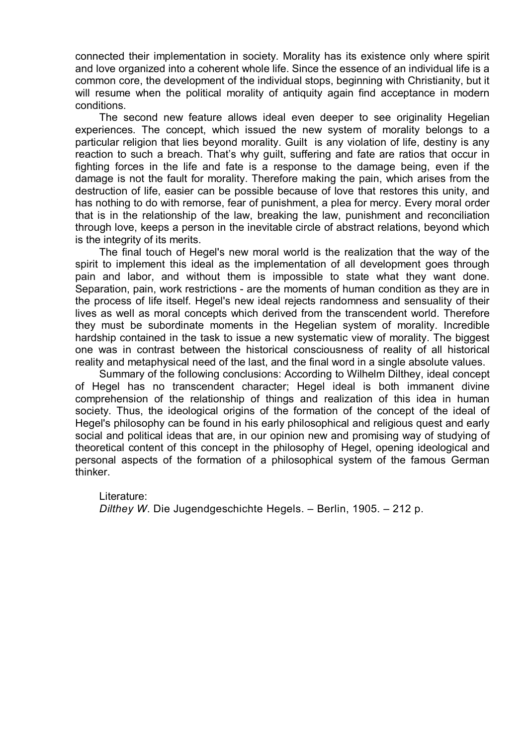connected their implementation in society. Morality has its existence only where spirit and love organized into a coherent whole life. Since the essence of an individual life is a common core, the development of the individual stops, beginning with Christianity, but it will resume when the political morality of antiquity again find acceptance in modern conditions.

The second new feature allows ideal even deeper to see originality Hegelian experiences. The concept, which issued the new system of morality belongs to a particular religion that lies beyond morality. Guilt is any violation of life, destiny is any reaction to such a breach. That's why guilt, suffering and fate are ratios that occur in fighting forces in the life and fate is a response to the damage being, even if the damage is not the fault for morality. Therefore making the pain, which arises from the destruction of life, easier can be possible because of love that restores this unity, and has nothing to do with remorse, fear of punishment, a plea for mercy. Every moral order that is in the relationship of the law, breaking the law, punishment and reconciliation through love, keeps a person in the inevitable circle of abstract relations, beyond which is the integrity of its merits.

The final touch of Hegel's new moral world is the realization that the way of the spirit to implement this ideal as the implementation of all development goes through pain and labor, and without them is impossible to state what they want done. Separation, pain, work restrictions - are the moments of human condition as they are in the process of life itself. Hegel's new ideal rejects randomness and sensuality of their lives as well as moral concepts which derived from the transcendent world. Therefore they must be subordinate moments in the Hegelian system of morality. Incredible hardship contained in the task to issue a new systematic view of morality. The biggest one was in contrast between the historical consciousness of reality of all historical reality and metaphysical need of the last, and the final word in a single absolute values.

Summary of the following conclusions: According to Wilhelm Dilthey, ideal concept of Hegel has no transcendent character; Hegel ideal is both immanent divine comprehension of the relationship of things and realization of this idea in human society. Thus, the ideological origins of the formation of the concept of the ideal of Hegel's philosophy can be found in his early philosophical and religious quest and early social and political ideas that are, in our opinion new and promising way of studying of theoretical content of this concept in the philosophy of Hegel, opening ideological and personal aspects of the formation of a philosophical system of the famous German thinker.

Literature:

*Dilthey W*. Die Jugendgeschichte Hegels. – Berlin, 1905. – 212 p.